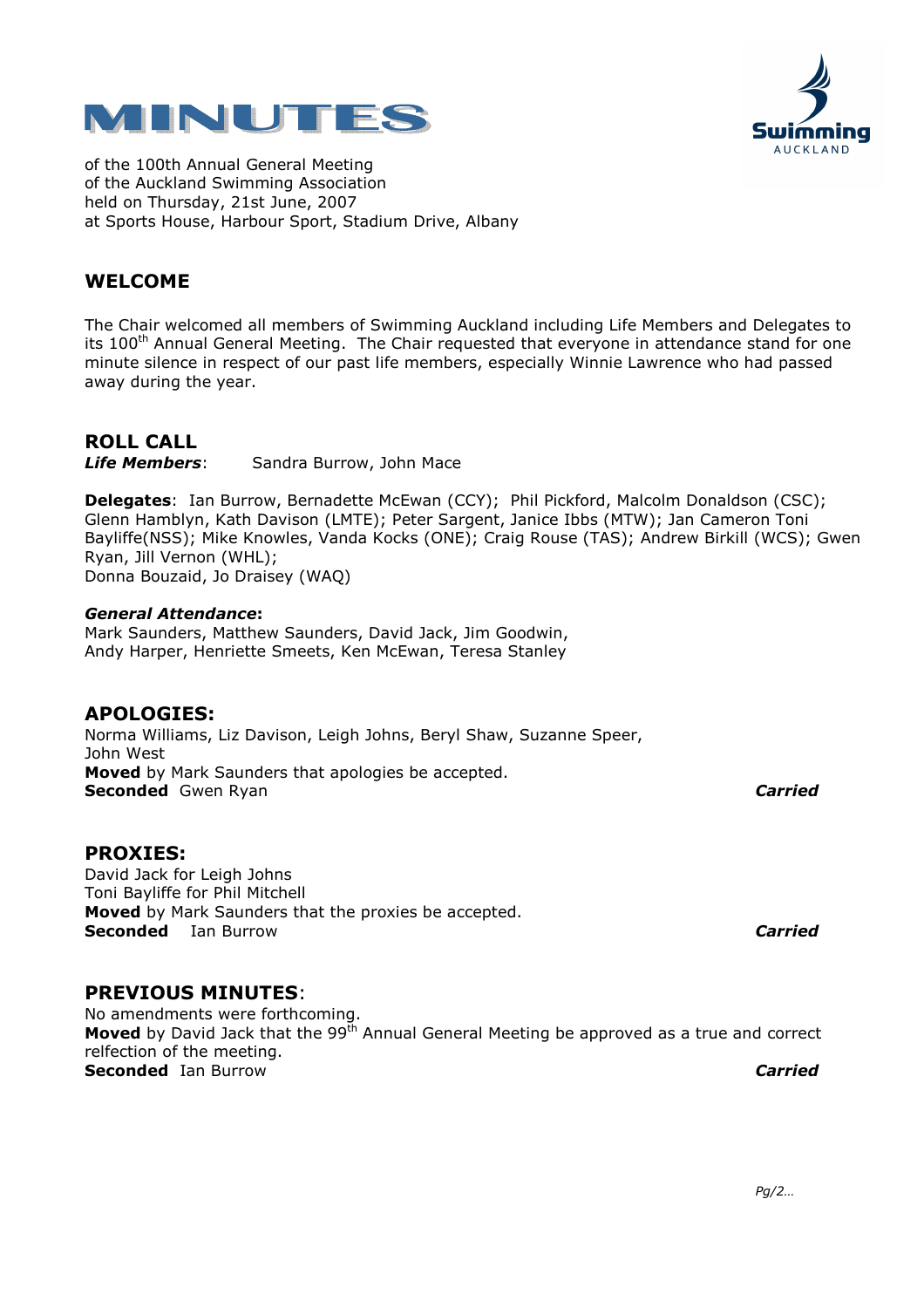# MINUTES

of the 100th Annual General Meeting
of the Auckland Swimming Association
held on Thursday, 21st June, 2007
at Sports House, Harbour Sport, Stadium Drive, Albany

## WELCOME

The Chair welcomed all members of Swimming Auckland including Life Members and Delegates to its 100th Annual General Meeting. The Chair requested that everyone in attendance stand for one minute silence in respect of our past life members, especially Winnie Lawrence who had passed away during the year.

## ROLL CALL

***Life Members***: Sandra Burrow, John Mace

**Delegates**: Ian Burrow, Bernadette McEwan (CCY); Phil Pickford, Malcolm Donaldson (CSC); Glenn Hamblyn, Kath Davison (LMTE); Peter Sargent, Janice Ibbs (MTW); Jan Cameron Toni Bayliffe(NSS); Mike Knowles, Vanda Kocks (ONE); Craig Rouse (TAS); Andrew Birkill (WCS); Gwen Ryan, Jill Vernon (WHL);
Donna Bouzaid, Jo Draisey (WAQ)

***General Attendance*:**
Mark Saunders, Matthew Saunders, David Jack, Jim Goodwin,
Andy Harper, Henriette Smeets, Ken McEwan, Teresa Stanley

## APOLOGIES:

Norma Williams, Liz Davison, Leigh Johns, Beryl Shaw, Suzanne Speer,
John West
**Moved** by Mark Saunders that apologies be accepted.
**Seconded** Gwen Ryan ***Carried***

## PROXIES:

David Jack for Leigh Johns
Toni Bayliffe for Phil Mitchell
**Moved** by Mark Saunders that the proxies be accepted.
**Seconded** Ian Burrow ***Carried***

## PREVIOUS MINUTES:

No amendments were forthcoming.
**Moved** by David Jack that the 99th Annual General Meeting be approved as a true and correct relfection of the meeting.
**Seconded** Ian Burrow ***Carried***

*Pg/2…*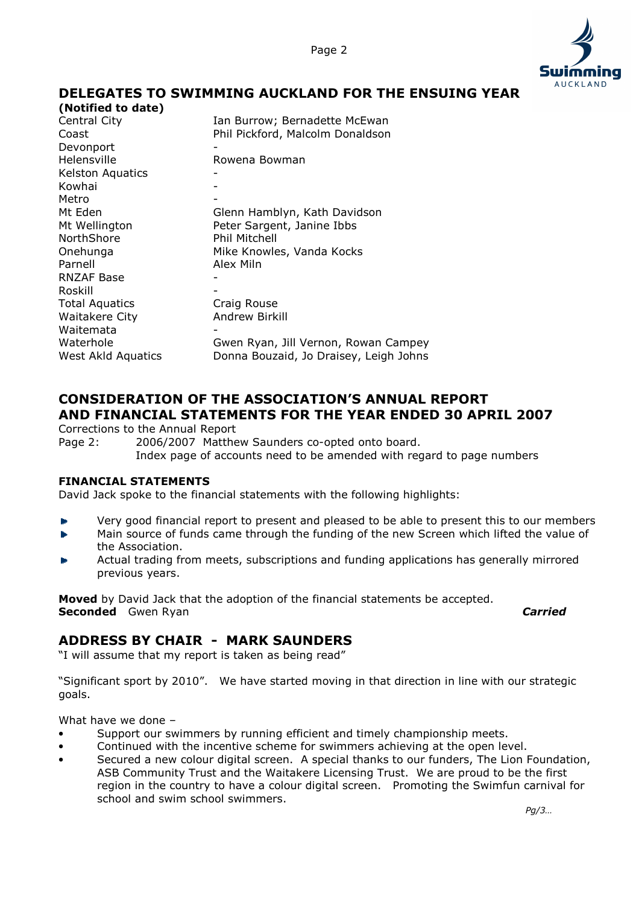## DELEGATES TO SWIMMING AUCKLAND FOR THE ENSUING YEAR

**(Notified to date)**

| | |
|---|---|
| Central City | Ian Burrow; Bernadette McEwan |
| Coast | Phil Pickford, Malcolm Donaldson |
| Devonport | - |
| Helensville | Rowena Bowman |
| Kelston Aquatics | - |
| Kowhai | - |
| Metro | - |
| Mt Eden | Glenn Hamblyn, Kath Davidson |
| Mt Wellington | Peter Sargent, Janine Ibbs |
| NorthShore | Phil Mitchell |
| Onehunga | Mike Knowles, Vanda Kocks |
| Parnell | Alex Miln |
| RNZAF Base | - |
| Roskill | - |
| Total Aquatics | Craig Rouse |
| Waitakere City | Andrew Birkill |
| Waitemata | - |
| Waterhole | Gwen Ryan, Jill Vernon, Rowan Campey |
| West Akld Aquatics | Donna Bouzaid, Jo Draisey, Leigh Johns |

## CONSIDERATION OF THE ASSOCIATION'S ANNUAL REPORT AND FINANCIAL STATEMENTS FOR THE YEAR ENDED 30 APRIL 2007

Corrections to the Annual Report

Page 2: 2006/2007 Matthew Saunders co-opted onto board.
Index page of accounts need to be amended with regard to page numbers

### FINANCIAL STATEMENTS

David Jack spoke to the financial statements with the following highlights:

- Very good financial report to present and pleased to be able to present this to our members
- Main source of funds came through the funding of the new Screen which lifted the value of the Association.
- Actual trading from meets, subscriptions and funding applications has generally mirrored previous years.

**Moved** by David Jack that the adoption of the financial statements be accepted.
**Seconded** Gwen Ryan ***Carried***

## ADDRESS BY CHAIR - MARK SAUNDERS

"I will assume that my report is taken as being read"

"Significant sport by 2010". We have started moving in that direction in line with our strategic goals.

What have we done –

- Support our swimmers by running efficient and timely championship meets.
- Continued with the incentive scheme for swimmers achieving at the open level.
- Secured a new colour digital screen. A special thanks to our funders, The Lion Foundation, ASB Community Trust and the Waitakere Licensing Trust. We are proud to be the first region in the country to have a colour digital screen. Promoting the Swimfun carnival for school and swim school swimmers.

*Pg/3…*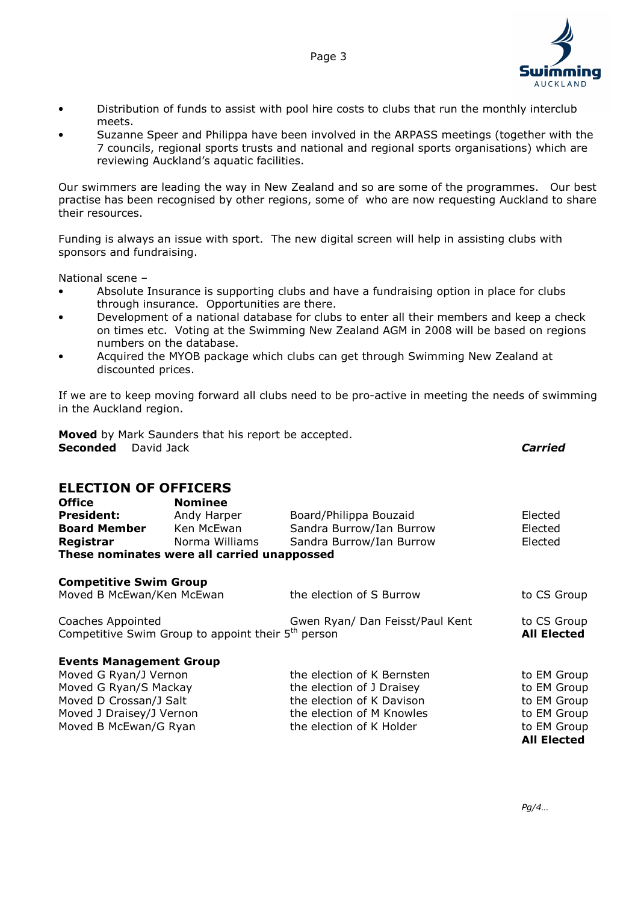- Distribution of funds to assist with pool hire costs to clubs that run the monthly interclub meets.
- Suzanne Speer and Philippa have been involved in the ARPASS meetings (together with the 7 councils, regional sports trusts and national and regional sports organisations) which are reviewing Auckland's aquatic facilities.

Our swimmers are leading the way in New Zealand and so are some of the programmes. Our best practise has been recognised by other regions, some of who are now requesting Auckland to share their resources.

Funding is always an issue with sport. The new digital screen will help in assisting clubs with sponsors and fundraising.

National scene –

- Absolute Insurance is supporting clubs and have a fundraising option in place for clubs through insurance. Opportunities are there.
- Development of a national database for clubs to enter all their members and keep a check on times etc. Voting at the Swimming New Zealand AGM in 2008 will be based on regions numbers on the database.
- Acquired the MYOB package which clubs can get through Swimming New Zealand at discounted prices.

If we are to keep moving forward all clubs need to be pro-active in meeting the needs of swimming in the Auckland region.

**Moved** by Mark Saunders that his report be accepted.
**Seconded** David Jack *Carried*

## ELECTION OF OFFICERS

| **Office** | **Nominee** | | |
|---|---|---|---|
| **President:** | Andy Harper | Board/Philippa Bouzaid | Elected |
| **Board Member** | Ken McEwan | Sandra Burrow/Ian Burrow | Elected |
| **Registrar** | Norma Williams | Sandra Burrow/Ian Burrow | Elected |

**These nominates were all carried unappossed**

**Competitive Swim Group**

| | | |
|---|---|---|
| Moved B McEwan/Ken McEwan | the election of S Burrow | to CS Group |
| Coaches Appointed | Gwen Ryan/ Dan Feisst/Paul Kent | to CS Group |
| Competitive Swim Group to appoint their 5th person | | **All Elected** |

**Events Management Group**

| | | |
|---|---|---|
| Moved G Ryan/J Vernon | the election of K Bernsten | to EM Group |
| Moved G Ryan/S Mackay | the election of J Draisey | to EM Group |
| Moved D Crossan/J Salt | the election of K Davison | to EM Group |
| Moved J Draisey/J Vernon | the election of M Knowles | to EM Group |
| Moved B McEwan/G Ryan | the election of K Holder | to EM Group |
| | | **All Elected** |

*Pg/4…*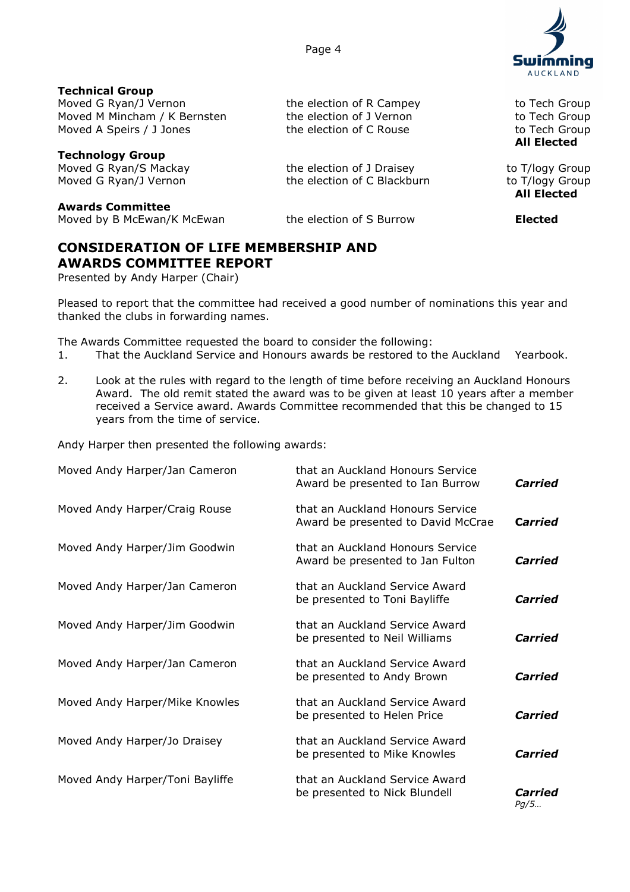**Technical Group**

| | | |
|---|---|---|
| Moved G Ryan/J Vernon | the election of R Campey | to Tech Group |
| Moved M Mincham / K Bernsten | the election of J Vernon | to Tech Group |
| Moved A Speirs / J Jones | the election of C Rouse | to Tech Group |
| | | **All Elected** |

**Technology Group**

| | | |
|---|---|---|
| Moved G Ryan/S Mackay | the election of J Draisey | to T/logy Group |
| Moved G Ryan/J Vernon | the election of C Blackburn | to T/logy Group |
| | | **All Elected** |

**Awards Committee**

| | | |
|---|---|---|
| Moved by B McEwan/K McEwan | the election of S Burrow | **Elected** |

## CONSIDERATION OF LIFE MEMBERSHIP AND AWARDS COMMITTEE REPORT

Presented by Andy Harper (Chair)

Pleased to report that the committee had received a good number of nominations this year and thanked the clubs in forwarding names.

The Awards Committee requested the board to consider the following:

1. That the Auckland Service and Honours awards be restored to the Auckland Yearbook.

2. Look at the rules with regard to the length of time before receiving an Auckland Honours Award. The old remit stated the award was to be given at least 10 years after a member received a Service award. Awards Committee recommended that this be changed to 15 years from the time of service.

Andy Harper then presented the following awards:

| | | |
|---|---|---|
| Moved Andy Harper/Jan Cameron | that an Auckland Honours Service Award be presented to Ian Burrow | ***Carried*** |
| Moved Andy Harper/Craig Rouse | that an Auckland Honours Service Award be presented to David McCrae | ***Carried*** |
| Moved Andy Harper/Jim Goodwin | that an Auckland Honours Service Award be presented to Jan Fulton | ***Carried*** |
| Moved Andy Harper/Jan Cameron | that an Auckland Service Award be presented to Toni Bayliffe | ***Carried*** |
| Moved Andy Harper/Jim Goodwin | that an Auckland Service Award be presented to Neil Williams | ***Carried*** |
| Moved Andy Harper/Jan Cameron | that an Auckland Service Award be presented to Andy Brown | ***Carried*** |
| Moved Andy Harper/Mike Knowles | that an Auckland Service Award be presented to Helen Price | ***Carried*** |
| Moved Andy Harper/Jo Draisey | that an Auckland Service Award be presented to Mike Knowles | ***Carried*** |
| Moved Andy Harper/Toni Bayliffe | that an Auckland Service Award be presented to Nick Blundell | ***Carried*** |

*Pg/5…*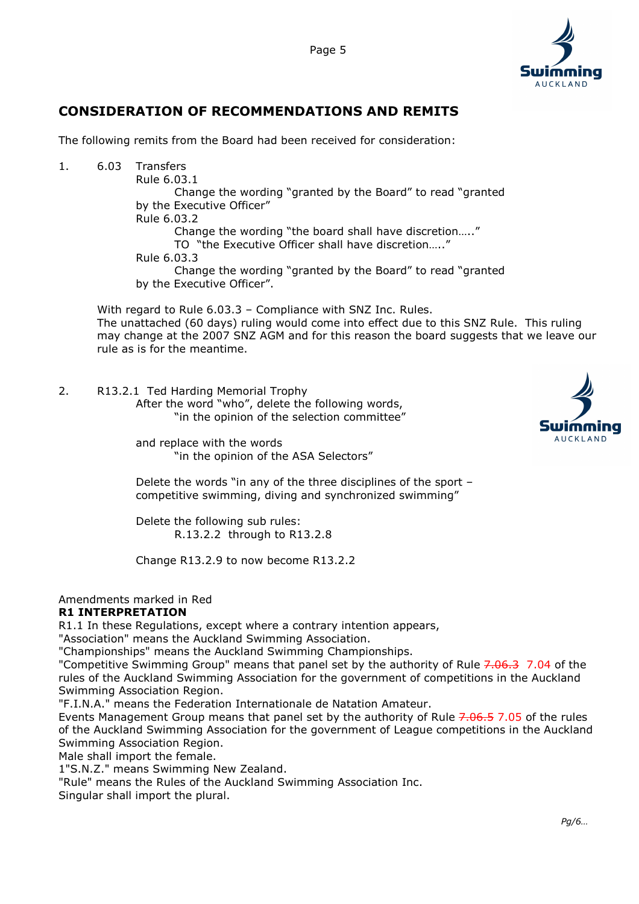## CONSIDERATION OF RECOMMENDATIONS AND REMITS

The following remits from the Board had been received for consideration:

1. 6.03 Transfers

   Rule 6.03.1

   Change the wording "granted by the Board" to read "granted by the Executive Officer"

   Rule 6.03.2

   Change the wording "the board shall have discretion….."
   TO "the Executive Officer shall have discretion….."

   Rule 6.03.3

   Change the wording "granted by the Board" to read "granted by the Executive Officer".

   With regard to Rule 6.03.3 – Compliance with SNZ Inc. Rules.
   The unattached (60 days) ruling would come into effect due to this SNZ Rule. This ruling may change at the 2007 SNZ AGM and for this reason the board suggests that we leave our rule as is for the meantime.

2. R13.2.1 Ted Harding Memorial Trophy

   After the word "who", delete the following words,
   "in the opinion of the selection committee"

   and replace with the words
   "in the opinion of the ASA Selectors"

   Delete the words "in any of the three disciplines of the sport – competitive swimming, diving and synchronized swimming"

   Delete the following sub rules:
   R.13.2.2 through to R13.2.8

   Change R13.2.9 to now become R13.2.2

Amendments marked in Red

**R1 INTERPRETATION**

R1.1 In these Regulations, except where a contrary intention appears,

"Association" means the Auckland Swimming Association.

"Championships" means the Auckland Swimming Championships.

"Competitive Swimming Group" means that panel set by the authority of Rule ~~7.06.3~~ 7.04 of the rules of the Auckland Swimming Association for the government of competitions in the Auckland Swimming Association Region.

"F.I.N.A." means the Federation Internationale de Natation Amateur.

Events Management Group means that panel set by the authority of Rule ~~7.06.5~~ 7.05 of the rules of the Auckland Swimming Association for the government of League competitions in the Auckland Swimming Association Region.

Male shall import the female.

1"S.N.Z." means Swimming New Zealand.

"Rule" means the Rules of the Auckland Swimming Association Inc.

Singular shall import the plural.

*Pg/6…*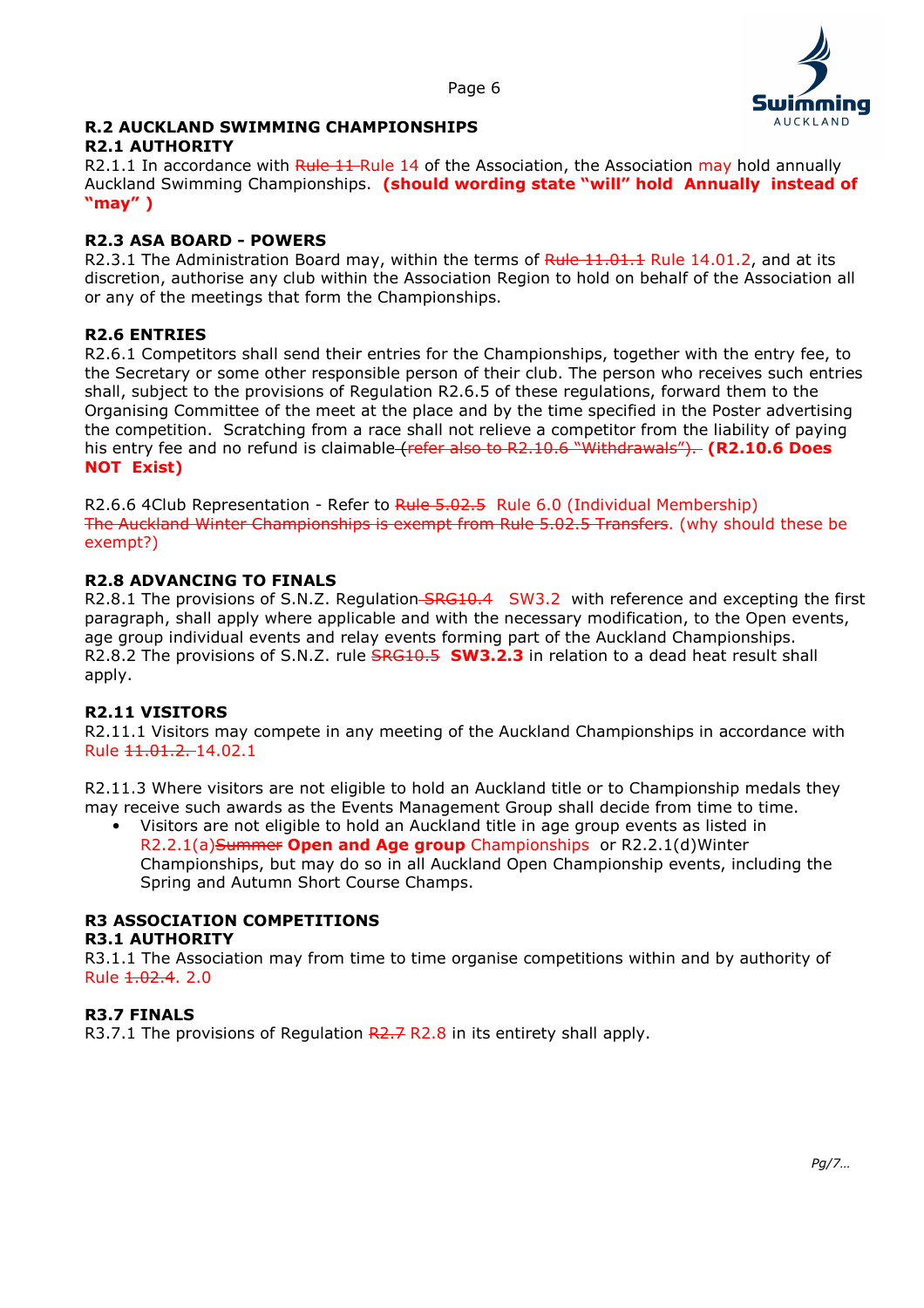**R.2 AUCKLAND SWIMMING CHAMPIONSHIPS**
**R2.1 AUTHORITY**
R2.1.1 In accordance with ~~Rule 11~~ Rule 14 of the Association, the Association may hold annually Auckland Swimming Championships. **(should wording state "will" hold Annually instead of "may" )**

**R2.3 ASA BOARD - POWERS**
R2.3.1 The Administration Board may, within the terms of ~~Rule 11.01.1~~ Rule 14.01.2, and at its discretion, authorise any club within the Association Region to hold on behalf of the Association all or any of the meetings that form the Championships.

**R2.6 ENTRIES**
R2.6.1 Competitors shall send their entries for the Championships, together with the entry fee, to the Secretary or some other responsible person of their club. The person who receives such entries shall, subject to the provisions of Regulation R2.6.5 of these regulations, forward them to the Organising Committee of the meet at the place and by the time specified in the Poster advertising the competition. Scratching from a race shall not relieve a competitor from the liability of paying his entry fee and no refund is claimable ~~(refer also to R2.10.6 "Withdrawals").~~ **(R2.10.6 Does NOT Exist)**

R2.6.6 4Club Representation - Refer to ~~Rule 5.02.5~~ Rule 6.0 (Individual Membership)
~~The Auckland Winter Championships is exempt from Rule 5.02.5 Transfers.~~ (why should these be exempt?)

**R2.8 ADVANCING TO FINALS**
R2.8.1 The provisions of S.N.Z. Regulation ~~SRG10.4~~ SW3.2 with reference and excepting the first paragraph, shall apply where applicable and with the necessary modification, to the Open events, age group individual events and relay events forming part of the Auckland Championships.
R2.8.2 The provisions of S.N.Z. rule ~~SRG10.5~~ **SW3.2.3** in relation to a dead heat result shall apply.

**R2.11 VISITORS**
R2.11.1 Visitors may compete in any meeting of the Auckland Championships in accordance with Rule ~~11.01.2.~~ 14.02.1

R2.11.3 Where visitors are not eligible to hold an Auckland title or to Championship medals they may receive such awards as the Events Management Group shall decide from time to time.

- Visitors are not eligible to hold an Auckland title in age group events as listed in R2.2.1(a)~~Summer~~ **Open and Age group** Championships or R2.2.1(d)Winter Championships, but may do so in all Auckland Open Championship events, including the Spring and Autumn Short Course Champs.

**R3 ASSOCIATION COMPETITIONS**
**R3.1 AUTHORITY**
R3.1.1 The Association may from time to time organise competitions within and by authority of Rule ~~1.02.4.~~ 2.0

**R3.7 FINALS**
R3.7.1 The provisions of Regulation ~~R2.7~~ R2.8 in its entirety shall apply.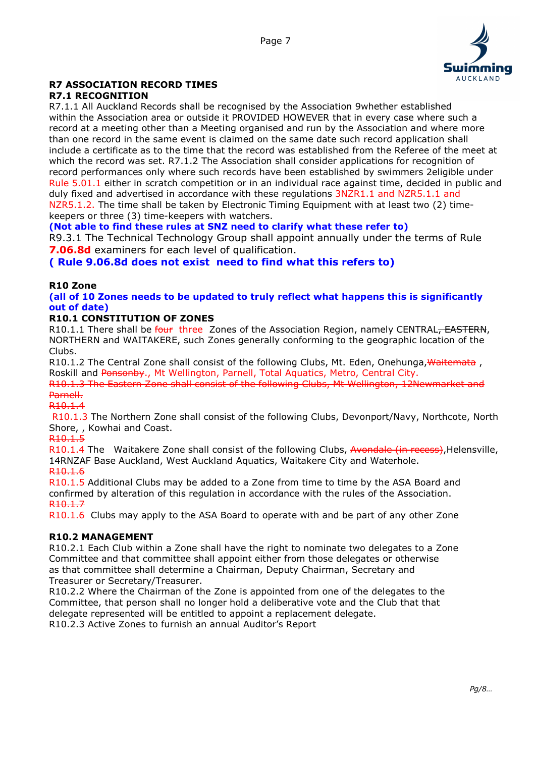**R7 ASSOCIATION RECORD TIMES**

**R7.1 RECOGNITION**

R7.1.1 All Auckland Records shall be recognised by the Association 9whether established within the Association area or outside it PROVIDED HOWEVER that in every case where such a record at a meeting other than a Meeting organised and run by the Association and where more than one record in the same event is claimed on the same date such record application shall include a certificate as to the time that the record was established from the Referee of the meet at which the record was set. R7.1.2 The Association shall consider applications for recognition of record performances only where such records have been established by swimmers 2eligible under Rule 5.01.1 either in scratch competition or in an individual race against time, decided in public and duly fixed and advertised in accordance with these regulations 3NZR1.1 and NZR5.1.1 and NZR5.1.2. The time shall be taken by Electronic Timing Equipment with at least two (2) time-keepers or three (3) time-keepers with watchers.

**(Not able to find these rules at SNZ need to clarify what these refer to)**

R9.3.1 The Technical Technology Group shall appoint annually under the terms of Rule **7.06.8d** examiners for each level of qualification.

**( Rule 9.06.8d does not exist need to find what this refers to)**

**R10 Zone**

**(all of 10 Zones needs to be updated to truly reflect what happens this is significantly out of date)**

**R10.1 CONSTITUTION OF ZONES**

R10.1.1 There shall be ~~four~~ three Zones of the Association Region, namely CENTRAL~~, EASTERN~~, NORTHERN and WAITAKERE, such Zones generally conforming to the geographic location of the Clubs.

R10.1.2 The Central Zone shall consist of the following Clubs, Mt. Eden, Onehunga,~~Waitemata~~ , Roskill and ~~Ponsonby~~., Mt Wellington, Parnell, Total Aquatics, Metro, Central City.

~~R10.1.3 The Eastern Zone shall consist of the following Clubs, Mt Wellington, 12Newmarket and Parnell.~~

~~R10.1.4~~

R10.1.3 The Northern Zone shall consist of the following Clubs, Devonport/Navy, Northcote, North Shore, , Kowhai and Coast.

~~R10.1.5~~

R10.1.4 The Waitakere Zone shall consist of the following Clubs, ~~Avondale (in recess)~~,Helensville, 14RNZAF Base Auckland, West Auckland Aquatics, Waitakere City and Waterhole.

~~R10.1.6~~

R10.1.5 Additional Clubs may be added to a Zone from time to time by the ASA Board and confirmed by alteration of this regulation in accordance with the rules of the Association.

~~R10.1.7~~

R10.1.6 Clubs may apply to the ASA Board to operate with and be part of any other Zone

**R10.2 MANAGEMENT**

R10.2.1 Each Club within a Zone shall have the right to nominate two delegates to a Zone Committee and that committee shall appoint either from those delegates or otherwise as that committee shall determine a Chairman, Deputy Chairman, Secretary and Treasurer or Secretary/Treasurer.

R10.2.2 Where the Chairman of the Zone is appointed from one of the delegates to the Committee, that person shall no longer hold a deliberative vote and the Club that that delegate represented will be entitled to appoint a replacement delegate.

R10.2.3 Active Zones to furnish an annual Auditor's Report

*Pg/8…*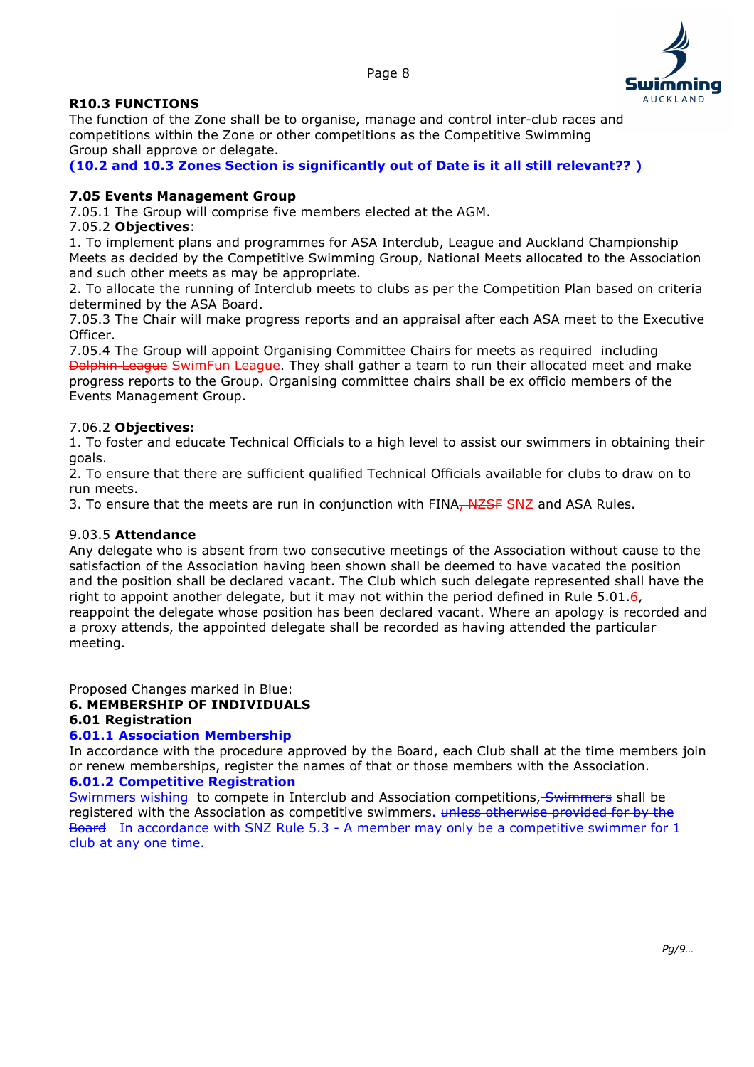**R10.3 FUNCTIONS**

The function of the Zone shall be to organise, manage and control inter-club races and competitions within the Zone or other competitions as the Competitive Swimming Group shall approve or delegate.

**(10.2 and 10.3 Zones Section is significantly out of Date is it all still relevant?? )**

**7.05 Events Management Group**

7.05.1 The Group will comprise five members elected at the AGM.

7.05.2 **Objectives**:

1. To implement plans and programmes for ASA Interclub, League and Auckland Championship Meets as decided by the Competitive Swimming Group, National Meets allocated to the Association and such other meets as may be appropriate.
2. To allocate the running of Interclub meets to clubs as per the Competition Plan based on criteria determined by the ASA Board.

7.05.3 The Chair will make progress reports and an appraisal after each ASA meet to the Executive Officer.

7.05.4 The Group will appoint Organising Committee Chairs for meets as required including ~~Dolphin League~~ SwimFun League. They shall gather a team to run their allocated meet and make progress reports to the Group. Organising committee chairs shall be ex officio members of the Events Management Group.

7.06.2 **Objectives:**

1. To foster and educate Technical Officials to a high level to assist our swimmers in obtaining their goals.
2. To ensure that there are sufficient qualified Technical Officials available for clubs to draw on to run meets.
3. To ensure that the meets are run in conjunction with FINA~~, NZSF~~ SNZ and ASA Rules.

9.03.5 **Attendance**

Any delegate who is absent from two consecutive meetings of the Association without cause to the satisfaction of the Association having been shown shall be deemed to have vacated the position and the position shall be declared vacant. The Club which such delegate represented shall have the right to appoint another delegate, but it may not within the period defined in Rule 5.01.6, reappoint the delegate whose position has been declared vacant. Where an apology is recorded and a proxy attends, the appointed delegate shall be recorded as having attended the particular meeting.

Proposed Changes marked in Blue:

**6. MEMBERSHIP OF INDIVIDUALS**

**6.01 Registration**

**6.01.1 Association Membership**

In accordance with the procedure approved by the Board, each Club shall at the time members join or renew memberships, register the names of that or those members with the Association.

**6.01.2 Competitive Registration**

Swimmers wishing to compete in Interclub and Association competitions,~~ Swimmers~~ shall be registered with the Association as competitive swimmers. ~~unless otherwise provided for by the Board~~ In accordance with SNZ Rule 5.3 - A member may only be a competitive swimmer for 1 club at any one time.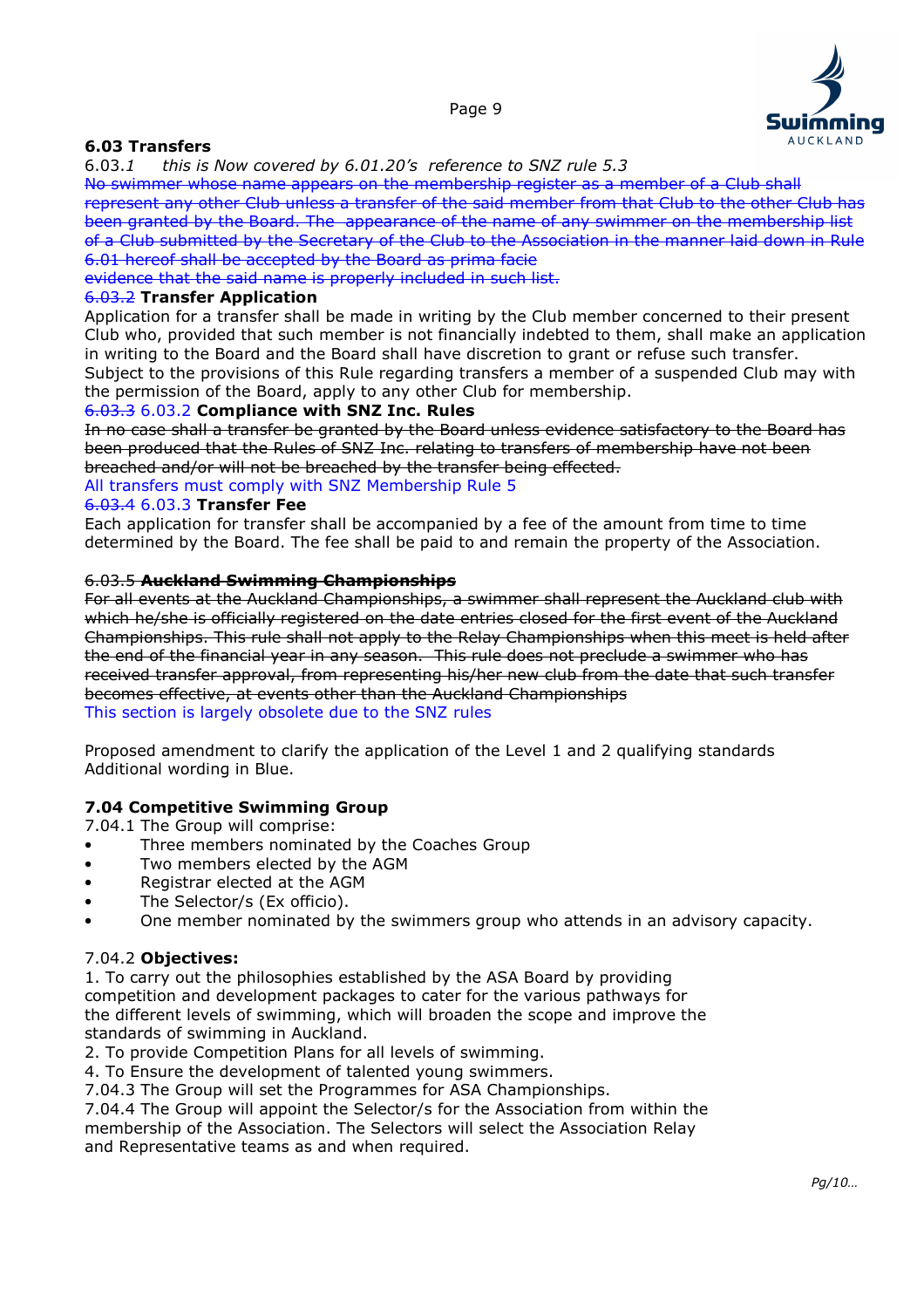### 6.03 Transfers

6.03.*1 this is Now covered by 6.01.20's reference to SNZ rule 5.3*

~~No swimmer whose name appears on the membership register as a member of a Club shall represent any other Club unless a transfer of the said member from that Club to the other Club has been granted by the Board. The appearance of the name of any swimmer on the membership list of a Club submitted by the Secretary of the Club to the Association in the manner laid down in Rule 6.01 hereof shall be accepted by the Board as prima facie evidence that the said name is properly included in such list.~~

6.03.2 **Transfer Application**

Application for a transfer shall be made in writing by the Club member concerned to their present Club who, provided that such member is not financially indebted to them, shall make an application in writing to the Board and the Board shall have discretion to grant or refuse such transfer. Subject to the provisions of this Rule regarding transfers a member of a suspended Club may with the permission of the Board, apply to any other Club for membership.

~~6.03.3~~ 6.03.2 **Compliance with SNZ Inc. Rules**

~~In no case shall a transfer be granted by the Board unless evidence satisfactory to the Board has been produced that the Rules of SNZ Inc. relating to transfers of membership have not been breached and/or will not be breached by the transfer being effected.~~

All transfers must comply with SNZ Membership Rule 5

~~6.03.4~~ 6.03.3 **Transfer Fee**

Each application for transfer shall be accompanied by a fee of the amount from time to time determined by the Board. The fee shall be paid to and remain the property of the Association.

6.03.5 ~~**Auckland Swimming Championships**~~

~~For all events at the Auckland Championships, a swimmer shall represent the Auckland club with which he/she is officially registered on the date entries closed for the first event of the Auckland Championships. This rule shall not apply to the Relay Championships when this meet is held after the end of the financial year in any season. This rule does not preclude a swimmer who has received transfer approval, from representing his/her new club from the date that such transfer becomes effective, at events other than the Auckland Championships~~

This section is largely obsolete due to the SNZ rules

Proposed amendment to clarify the application of the Level 1 and 2 qualifying standards Additional wording in Blue.

### 7.04 Competitive Swimming Group

7.04.1 The Group will comprise:

- Three members nominated by the Coaches Group
- Two members elected by the AGM
- Registrar elected at the AGM
- The Selector/s (Ex officio).
- One member nominated by the swimmers group who attends in an advisory capacity.

7.04.2 **Objectives:**

1. To carry out the philosophies established by the ASA Board by providing competition and development packages to cater for the various pathways for the different levels of swimming, which will broaden the scope and improve the standards of swimming in Auckland.
2. To provide Competition Plans for all levels of swimming.
4. To Ensure the development of talented young swimmers.

7.04.3 The Group will set the Programmes for ASA Championships.

7.04.4 The Group will appoint the Selector/s for the Association from within the membership of the Association. The Selectors will select the Association Relay and Representative teams as and when required.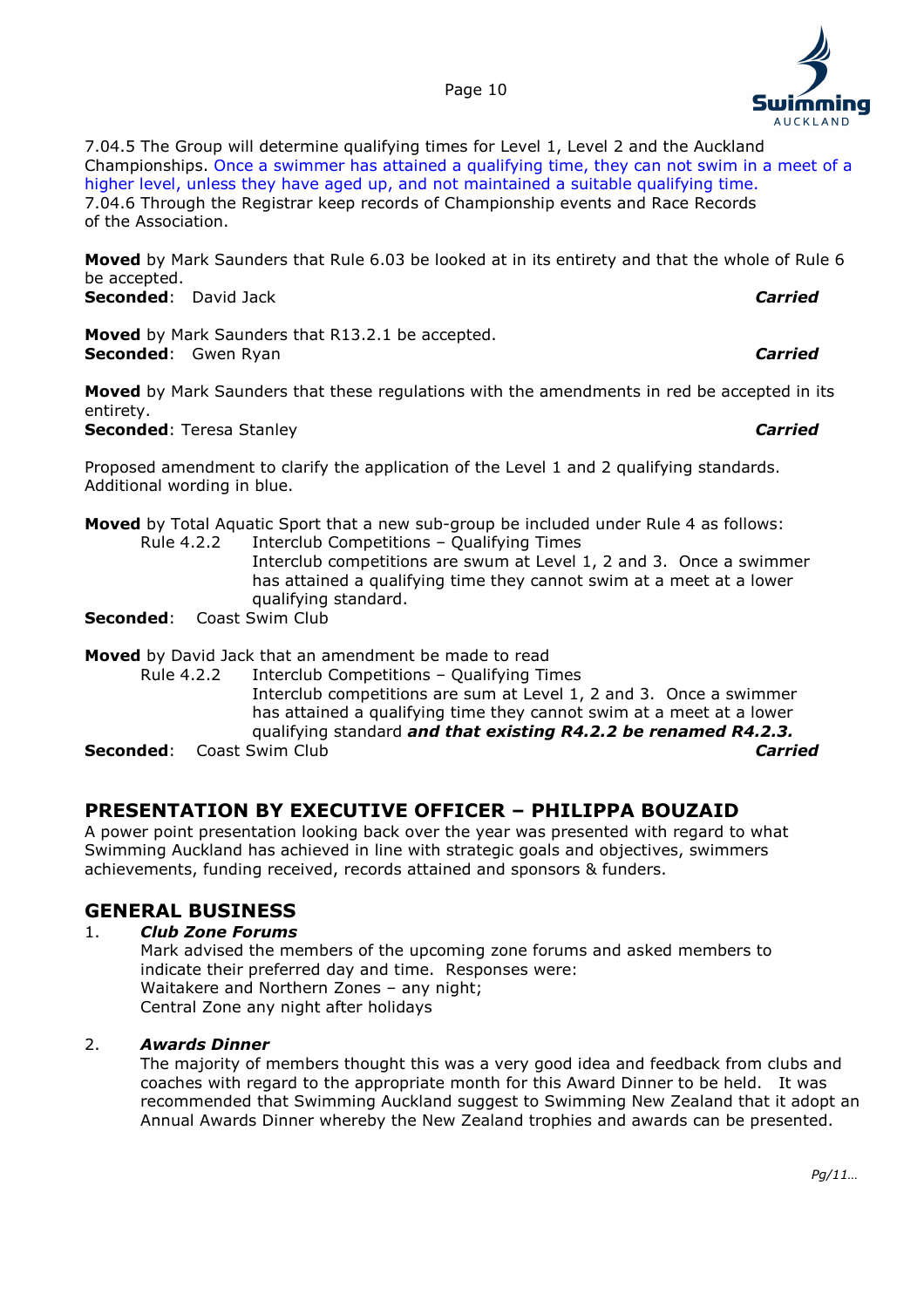7.04.5 The Group will determine qualifying times for Level 1, Level 2 and the Auckland Championships. Once a swimmer has attained a qualifying time, they can not swim in a meet of a higher level, unless they have aged up, and not maintained a suitable qualifying time.
7.04.6 Through the Registrar keep records of Championship events and Race Records of the Association.

**Moved** by Mark Saunders that Rule 6.03 be looked at in its entirety and that the whole of Rule 6 be accepted.
**Seconded**: David Jack ***Carried***

**Moved** by Mark Saunders that R13.2.1 be accepted.
**Seconded**: Gwen Ryan ***Carried***

**Moved** by Mark Saunders that these regulations with the amendments in red be accepted in its entirety.
**Seconded**: Teresa Stanley ***Carried***

Proposed amendment to clarify the application of the Level 1 and 2 qualifying standards. Additional wording in blue.

**Moved** by Total Aquatic Sport that a new sub-group be included under Rule 4 as follows:

Rule 4.2.2 Interclub Competitions – Qualifying Times
Interclub competitions are swum at Level 1, 2 and 3. Once a swimmer has attained a qualifying time they cannot swim at a meet at a lower qualifying standard.

**Seconded**: Coast Swim Club

**Moved** by David Jack that an amendment be made to read

Rule 4.2.2 Interclub Competitions – Qualifying Times
Interclub competitions are sum at Level 1, 2 and 3. Once a swimmer has attained a qualifying time they cannot swim at a meet at a lower qualifying standard ***and that existing R4.2.2 be renamed R4.2.3.***

**Seconded**: Coast Swim Club ***Carried***

## PRESENTATION BY EXECUTIVE OFFICER – PHILIPPA BOUZAID

A power point presentation looking back over the year was presented with regard to what Swimming Auckland has achieved in line with strategic goals and objectives, swimmers achievements, funding received, records attained and sponsors & funders.

## GENERAL BUSINESS

1. ***Club Zone Forums***
   Mark advised the members of the upcoming zone forums and asked members to indicate their preferred day and time. Responses were:
   Waitakere and Northern Zones – any night;
   Central Zone any night after holidays

2. ***Awards Dinner***
   The majority of members thought this was a very good idea and feedback from clubs and coaches with regard to the appropriate month for this Award Dinner to be held. It was recommended that Swimming Auckland suggest to Swimming New Zealand that it adopt an Annual Awards Dinner whereby the New Zealand trophies and awards can be presented.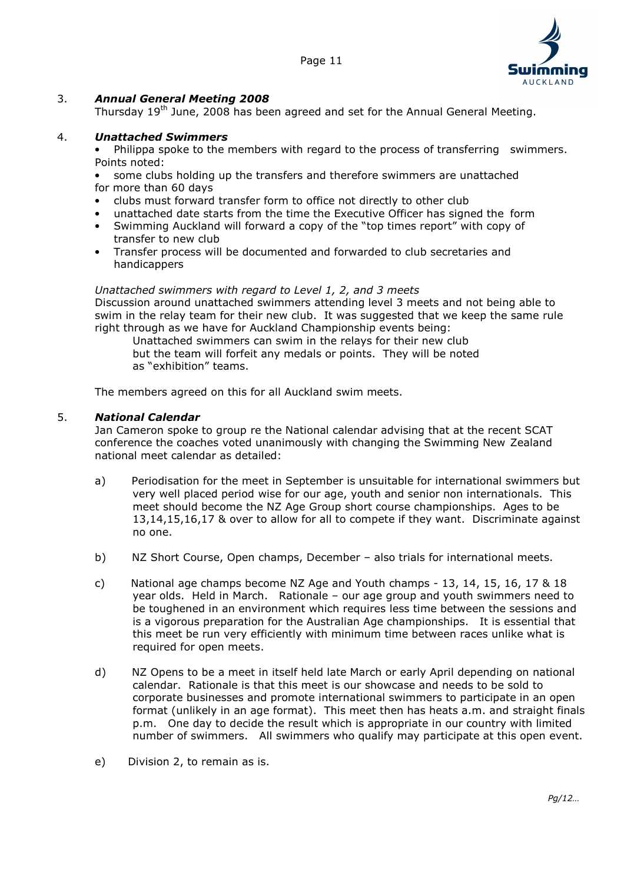3. ***Annual General Meeting 2008***

Thursday 19th June, 2008 has been agreed and set for the Annual General Meeting.

4. ***Unattached Swimmers***

- Philippa spoke to the members with regard to the process of transferring swimmers. Points noted:
- some clubs holding up the transfers and therefore swimmers are unattached for more than 60 days
- clubs must forward transfer form to office not directly to other club
- unattached date starts from the time the Executive Officer has signed the form
- Swimming Auckland will forward a copy of the "top times report" with copy of transfer to new club
- Transfer process will be documented and forwarded to club secretaries and handicappers

*Unattached swimmers with regard to Level 1, 2, and 3 meets*

Discussion around unattached swimmers attending level 3 meets and not being able to swim in the relay team for their new club. It was suggested that we keep the same rule right through as we have for Auckland Championship events being:

> Unattached swimmers can swim in the relays for their new club but the team will forfeit any medals or points. They will be noted as "exhibition" teams.

The members agreed on this for all Auckland swim meets.

5. ***National Calendar***

Jan Cameron spoke to group re the National calendar advising that at the recent SCAT conference the coaches voted unanimously with changing the Swimming New Zealand national meet calendar as detailed:

a) Periodisation for the meet in September is unsuitable for international swimmers but very well placed period wise for our age, youth and senior non internationals. This meet should become the NZ Age Group short course championships. Ages to be 13,14,15,16,17 & over to allow for all to compete if they want. Discriminate against no one.

b) NZ Short Course, Open champs, December – also trials for international meets.

c) National age champs become NZ Age and Youth champs - 13, 14, 15, 16, 17 & 18 year olds. Held in March. Rationale – our age group and youth swimmers need to be toughened in an environment which requires less time between the sessions and is a vigorous preparation for the Australian Age championships. It is essential that this meet be run very efficiently with minimum time between races unlike what is required for open meets.

d) NZ Opens to be a meet in itself held late March or early April depending on national calendar. Rationale is that this meet is our showcase and needs to be sold to corporate businesses and promote international swimmers to participate in an open format (unlikely in an age format). This meet then has heats a.m. and straight finals p.m. One day to decide the result which is appropriate in our country with limited number of swimmers. All swimmers who qualify may participate at this open event.

e) Division 2, to remain as is.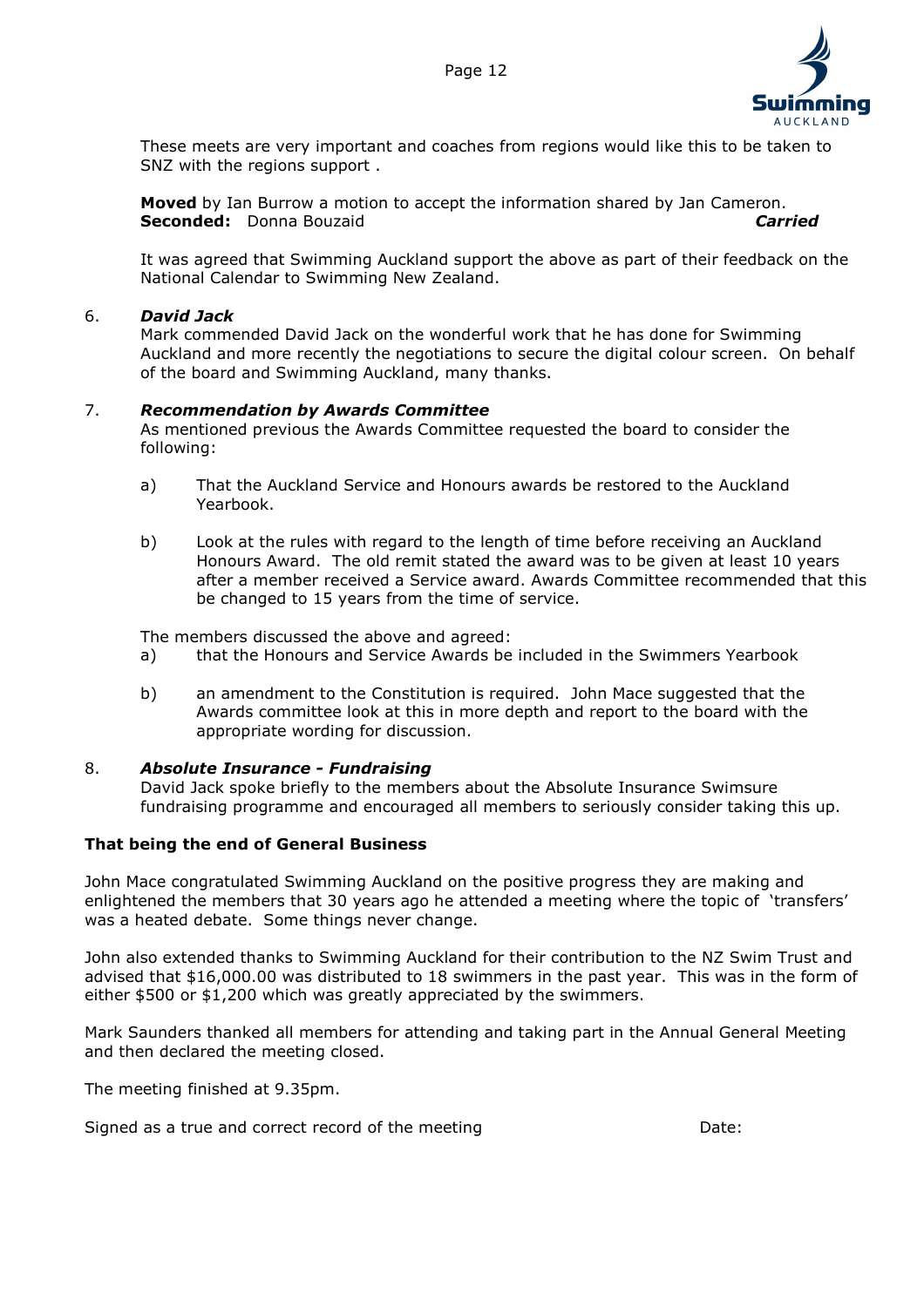These meets are very important and coaches from regions would like this to be taken to SNZ with the regions support .

**Moved** by Ian Burrow a motion to accept the information shared by Jan Cameron.
**Seconded:** Donna Bouzaid ***Carried***

It was agreed that Swimming Auckland support the above as part of their feedback on the National Calendar to Swimming New Zealand.

6. ***David Jack***
Mark commended David Jack on the wonderful work that he has done for Swimming Auckland and more recently the negotiations to secure the digital colour screen. On behalf of the board and Swimming Auckland, many thanks.

7. ***Recommendation by Awards Committee***
As mentioned previous the Awards Committee requested the board to consider the following:

   a) That the Auckland Service and Honours awards be restored to the Auckland Yearbook.

   b) Look at the rules with regard to the length of time before receiving an Auckland Honours Award. The old remit stated the award was to be given at least 10 years after a member received a Service award. Awards Committee recommended that this be changed to 15 years from the time of service.

The members discussed the above and agreed:

   a) that the Honours and Service Awards be included in the Swimmers Yearbook

   b) an amendment to the Constitution is required. John Mace suggested that the Awards committee look at this in more depth and report to the board with the appropriate wording for discussion.

8. ***Absolute Insurance - Fundraising***
David Jack spoke briefly to the members about the Absolute Insurance Swimsure fundraising programme and encouraged all members to seriously consider taking this up.

**That being the end of General Business**

John Mace congratulated Swimming Auckland on the positive progress they are making and enlightened the members that 30 years ago he attended a meeting where the topic of 'transfers' was a heated debate. Some things never change.

John also extended thanks to Swimming Auckland for their contribution to the NZ Swim Trust and advised that $16,000.00 was distributed to 18 swimmers in the past year. This was in the form of either $500 or $1,200 which was greatly appreciated by the swimmers.

Mark Saunders thanked all members for attending and taking part in the Annual General Meeting and then declared the meeting closed.

The meeting finished at 9.35pm.

Signed as a true and correct record of the meeting Date: